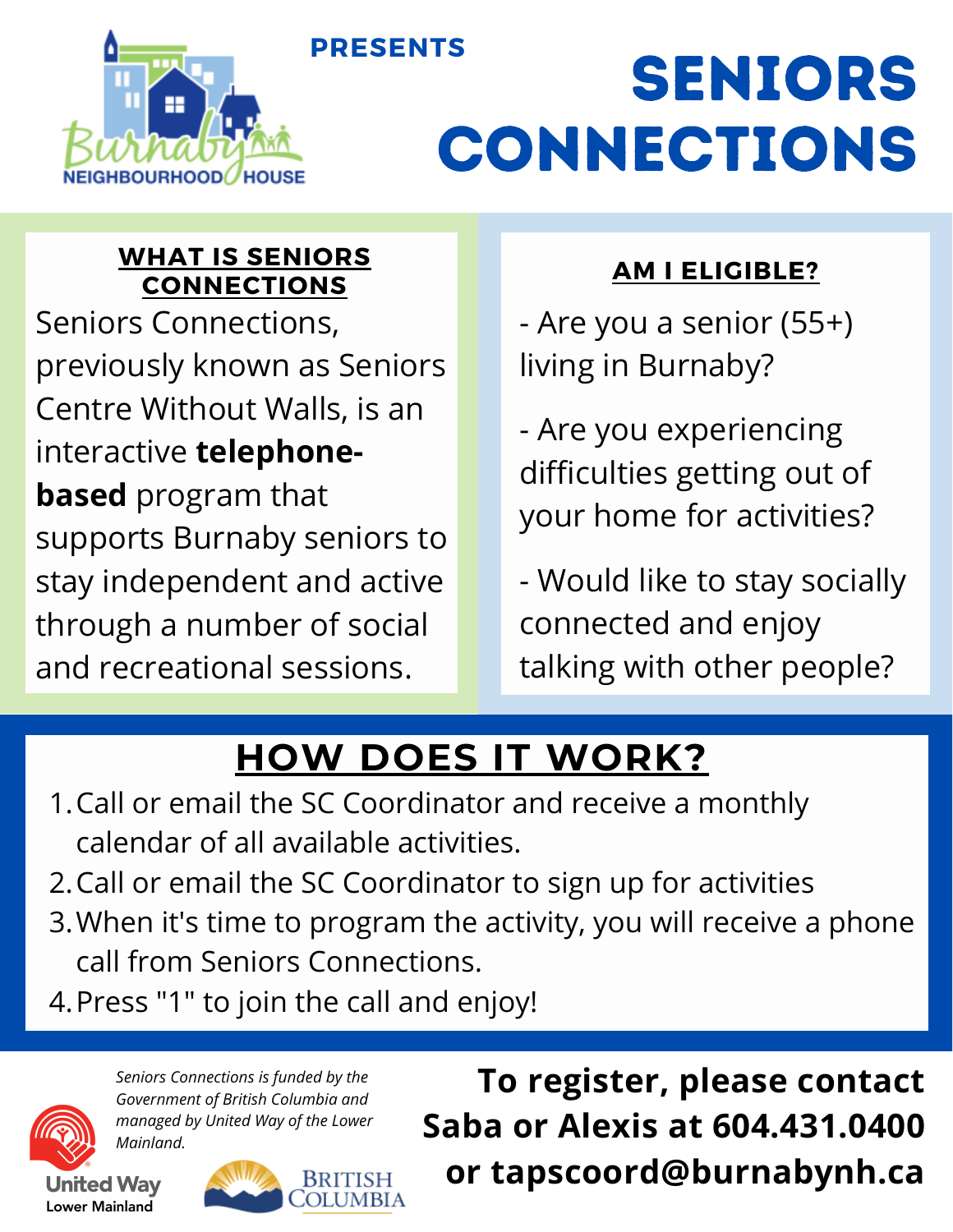Burnaby Neighbourhood House

PRESENTS

# SENIORS CONNECTIONS

## WHAT IS SENIORS CONNECTIONS

Seniors Connections, previously known as Seniors Centre Without Walls, is an interactive **telephone-based** program that supports Burnaby seniors to stay independent and active through a number of social and recreational sessions.

## AM I ELIGIBLE?

- Are you a senior (55+) living in Burnaby?

- Are you experiencing difficulties getting out of your home for activities?

- Would like to stay socially connected and enjoy talking with other people?

## HOW DOES IT WORK?

1. Call or email the SC Coordinator and receive a monthly calendar of all available activities.
2. Call or email the SC Coordinator to sign up for activities
3. When it's time to program the activity, you will receive a phone call from Seniors Connections.
4. Press "1" to join the call and enjoy!

*Seniors Connections is funded by the Government of British Columbia and managed by United Way of the Lower Mainland.*

United Way Lower Mainland

British Columbia

**To register, please contact Saba or Alexis at 604.431.0400 or tapscoord@burnabynh.ca**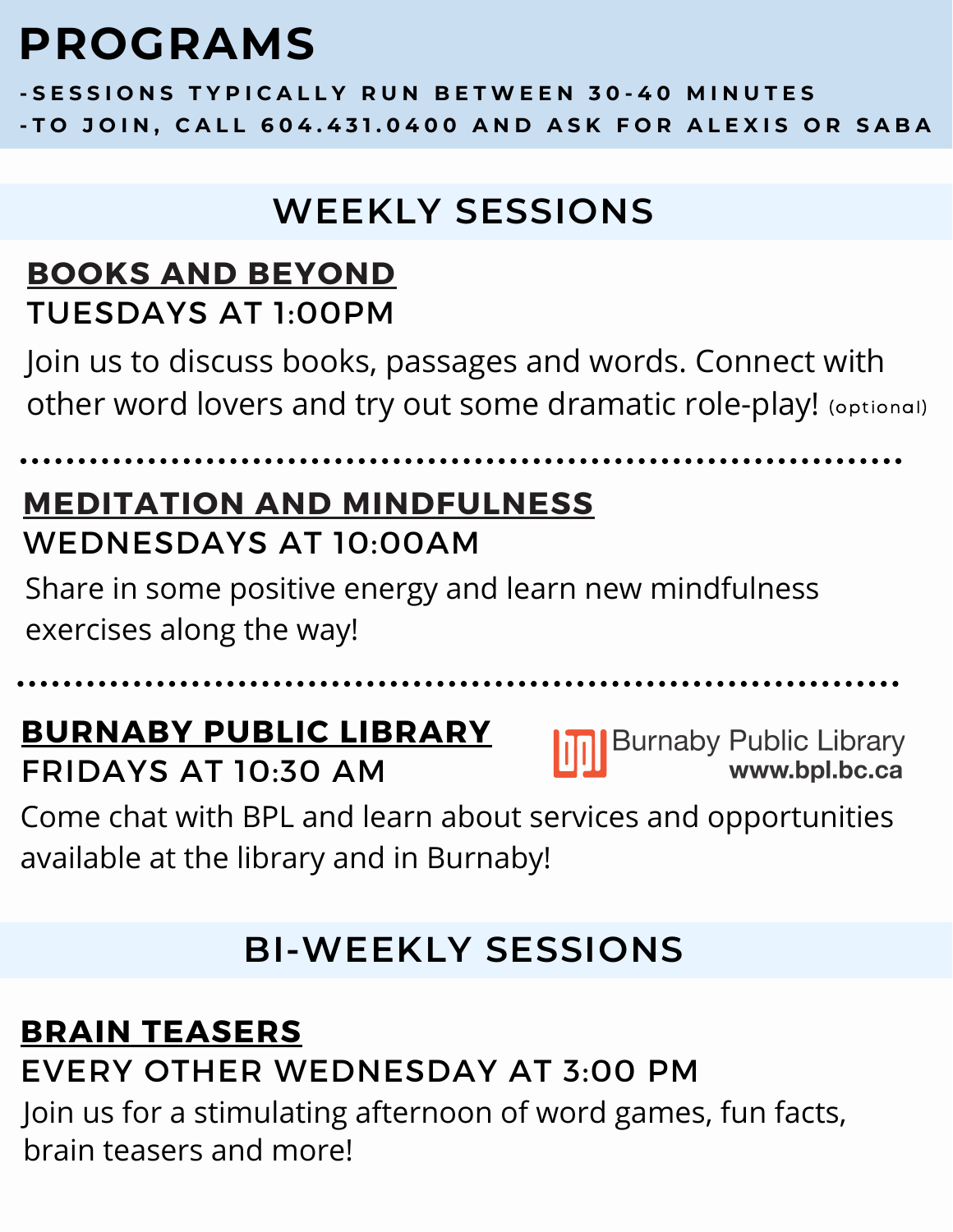# PROGRAMS

-SESSIONS TYPICALLY RUN BETWEEN 30-40 MINUTES
-TO JOIN, CALL 604.431.0400 AND ASK FOR ALEXIS OR SABA

## WEEKLY SESSIONS

### BOOKS AND BEYOND

**TUESDAYS AT 1:00PM**

Join us to discuss books, passages and words. Connect with other word lovers and try out some dramatic role-play! (optional)

### MEDITATION AND MINDFULNESS

**WEDNESDAYS AT 10:00AM**

Share in some positive energy and learn new mindfulness exercises along the way!

### BURNABY PUBLIC LIBRARY

**FRIDAYS AT 10:30 AM**

Burnaby Public Library
www.bpl.bc.ca

Come chat with BPL and learn about services and opportunities available at the library and in Burnaby!

## BI-WEEKLY SESSIONS

### BRAIN TEASERS

**EVERY OTHER WEDNESDAY AT 3:00 PM**

Join us for a stimulating afternoon of word games, fun facts, brain teasers and more!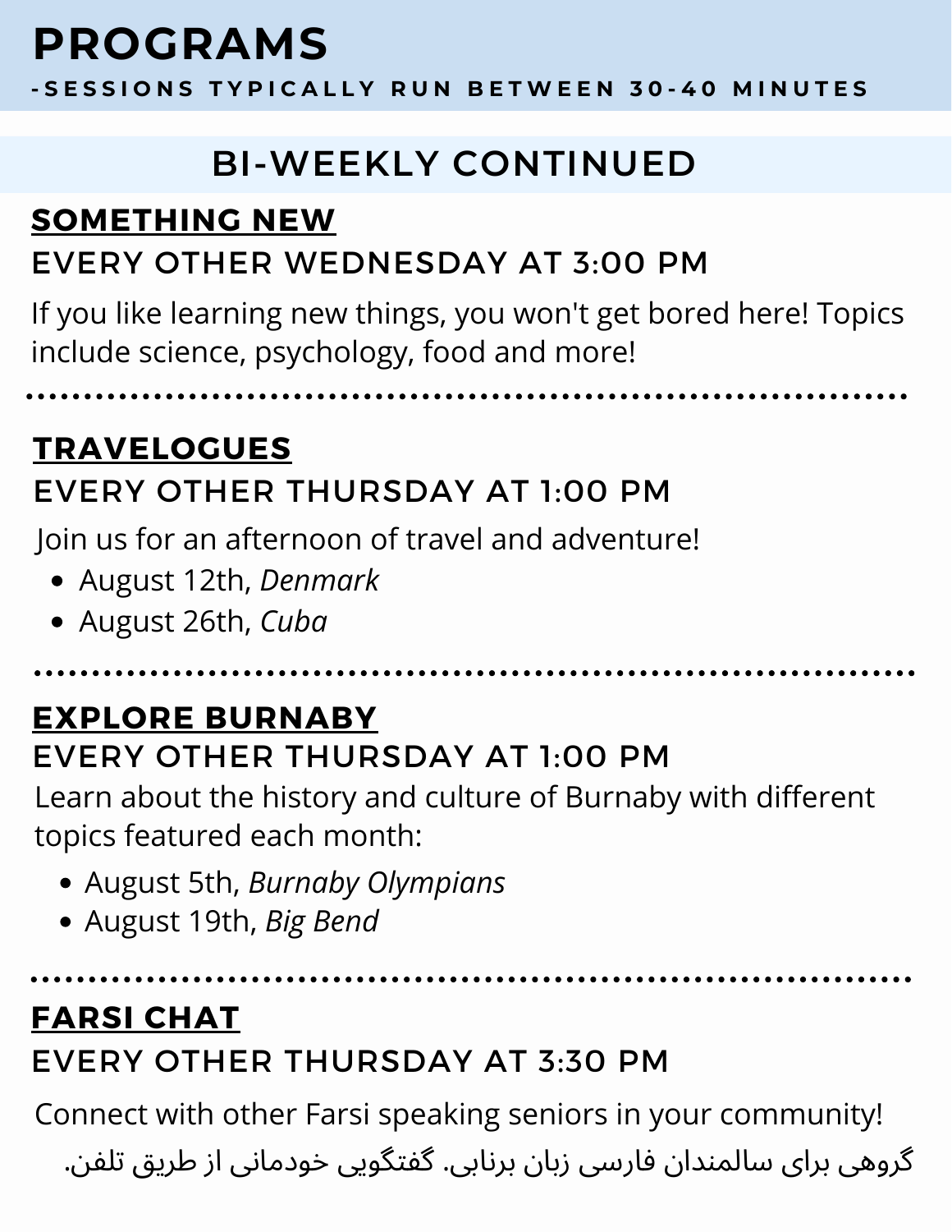# PROGRAMS

**-SESSIONS TYPICALLY RUN BETWEEN 30-40 MINUTES**

## BI-WEEKLY CONTINUED

### SOMETHING NEW

**EVERY OTHER WEDNESDAY AT 3:00 PM**

If you like learning new things, you won't get bored here! Topics include science, psychology, food and more!

### TRAVELOGUES

**EVERY OTHER THURSDAY AT 1:00 PM**

Join us for an afternoon of travel and adventure!

- August 12th, *Denmark*
- August 26th, *Cuba*

### EXPLORE BURNABY

**EVERY OTHER THURSDAY AT 1:00 PM**

Learn about the history and culture of Burnaby with different topics featured each month:

- August 5th, *Burnaby Olympians*
- August 19th, *Big Bend*

### FARSI CHAT

**EVERY OTHER THURSDAY AT 3:30 PM**

Connect with other Farsi speaking seniors in your community!

گروهی برای سالمندان فارسی زبان برنابی. گفتگویی خودمانی از طریق تلفن.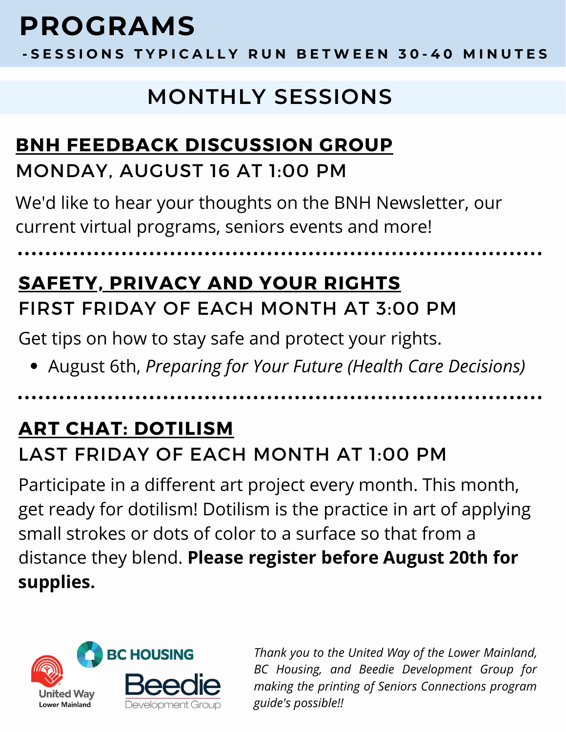# PROGRAMS

**-SESSIONS TYPICALLY RUN BETWEEN 30-40 MINUTES**

## MONTHLY SESSIONS

### BNH FEEDBACK DISCUSSION GROUP

MONDAY, AUGUST 16 AT 1:00 PM

We'd like to hear your thoughts on the BNH Newsletter, our current virtual programs, seniors events and more!

### SAFETY, PRIVACY AND YOUR RIGHTS

FIRST FRIDAY OF EACH MONTH AT 3:00 PM

Get tips on how to stay safe and protect your rights.

- August 6th, *Preparing for Your Future (Health Care Decisions)*

### ART CHAT: DOTILISM

LAST FRIDAY OF EACH MONTH AT 1:00 PM

Participate in a different art project every month. This month, get ready for dotilism! Dotilism is the practice in art of applying small strokes or dots of color to a surface so that from a distance they blend. **Please register before August 20th for supplies.**

United Way Lower Mainland | BC HOUSING | Beedie Development Group

*Thank you to the United Way of the Lower Mainland, BC Housing, and Beedie Development Group for making the printing of Seniors Connections program guide's possible!!*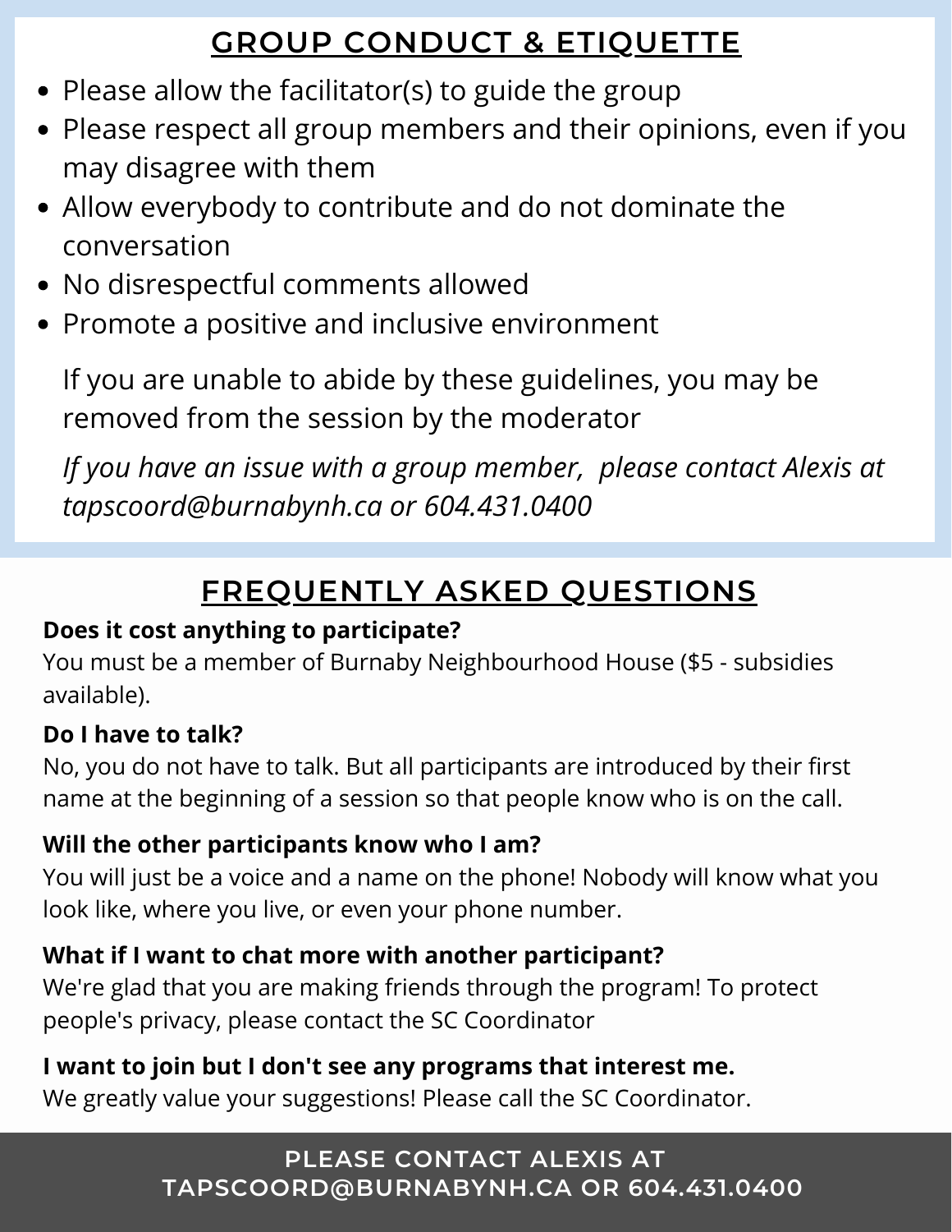## GROUP CONDUCT & ETIQUETTE

- Please allow the facilitator(s) to guide the group
- Please respect all group members and their opinions, even if you may disagree with them
- Allow everybody to contribute and do not dominate the conversation
- No disrespectful comments allowed
- Promote a positive and inclusive environment

If you are unable to abide by these guidelines, you may be removed from the session by the moderator

*If you have an issue with a group member, please contact Alexis at tapscoord@burnabynh.ca or 604.431.0400*

## FREQUENTLY ASKED QUESTIONS

**Does it cost anything to participate?**
You must be a member of Burnaby Neighbourhood House ($5 - subsidies available).

**Do I have to talk?**
No, you do not have to talk. But all participants are introduced by their first name at the beginning of a session so that people know who is on the call.

**Will the other participants know who I am?**
You will just be a voice and a name on the phone! Nobody will know what you look like, where you live, or even your phone number.

**What if I want to chat more with another participant?**
We're glad that you are making friends through the program! To protect people's privacy, please contact the SC Coordinator

**I want to join but I don't see any programs that interest me.**
We greatly value your suggestions! Please call the SC Coordinator.

**PLEASE CONTACT ALEXIS AT TAPSCOORD@BURNABYNH.CA OR 604.431.0400**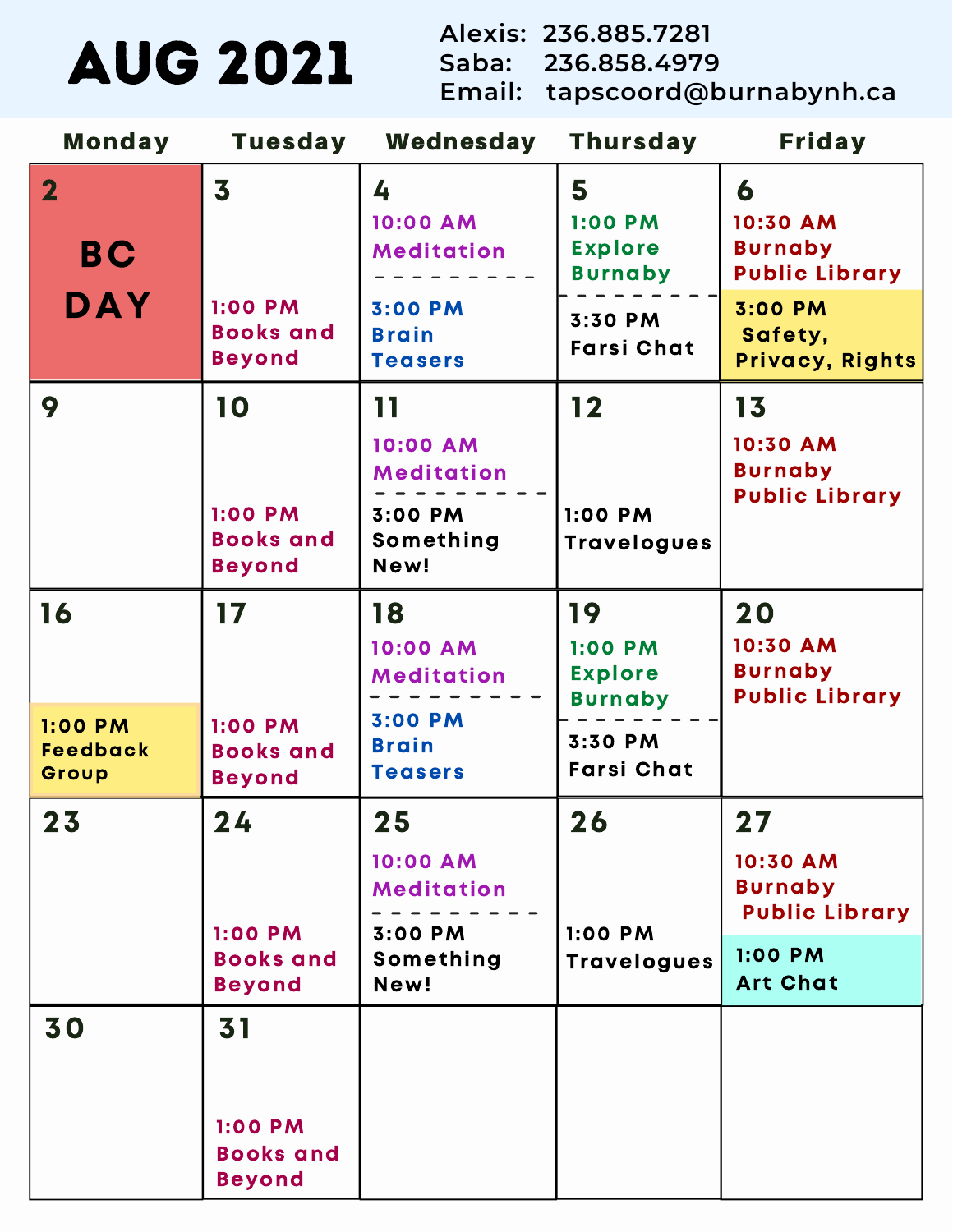# AUG 2021

Alexis: 236.885.7281
Saba: 236.858.4979
Email: tapscoord@burnabynh.ca

| Monday | Tuesday | Wednesday | Thursday | Friday |
| --- | --- | --- | --- | --- |
| 2 BC DAY | 3 1:00 PM Books and Beyond | 4 10:00 AM Meditation; 3:00 PM Brain Teasers | 5 1:00 PM Explore Burnaby; 3:30 PM Farsi Chat | 6 10:30 AM Burnaby Public Library; 3:00 PM Safety, Privacy, Rights |
| 9 | 10 1:00 PM Books and Beyond | 11 10:00 AM Meditation; 3:00 PM Something New! | 12 1:00 PM Travelogues | 13 10:30 AM Burnaby Public Library |
| 16 1:00 PM Feedback Group | 17 1:00 PM Books and Beyond | 18 10:00 AM Meditation; 3:00 PM Brain Teasers | 19 1:00 PM Explore Burnaby; 3:30 PM Farsi Chat | 20 10:30 AM Burnaby Public Library |
| 23 | 24 1:00 PM Books and Beyond | 25 10:00 AM Meditation; 3:00 PM Something New! | 26 1:00 PM Travelogues | 27 10:30 AM Burnaby Public Library; 1:00 PM Art Chat |
| 30 | 31 1:00 PM Books and Beyond | | | |